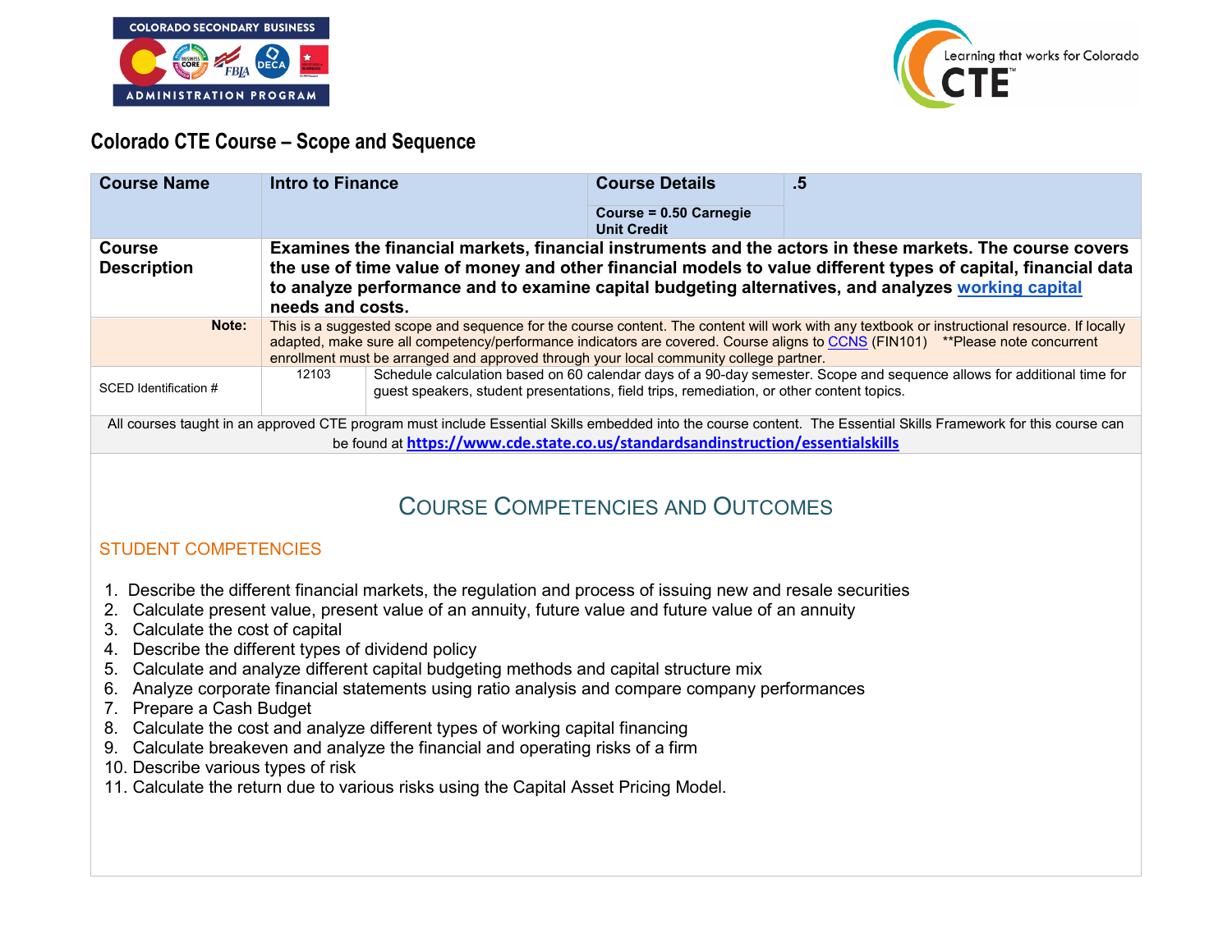COLORADO SECONDARY BUSINESS ADMINISTRATION PROGRAM

Learning that works for Colorado CTE

## Colorado CTE Course – Scope and Sequence

| **Course Name** | **Intro to Finance** | | **Course Details** | **.5** |
|---|---|---|---|---|
| | | | **Course = 0.50 Carnegie Unit Credit** | |
| **Course Description** | **Examines the financial markets, financial instruments and the actors in these markets. The course covers the use of time value of money and other financial models to value different types of capital, financial data to analyze performance and to examine capital budgeting alternatives, and analyzes working capital needs and costs.** | | | |
| **Note:** | This is a suggested scope and sequence for the course content. The content will work with any textbook or instructional resource. If locally adapted, make sure all competency/performance indicators are covered. Course aligns to CCNS (FIN101) **Please note concurrent enrollment must be arranged and approved through your local community college partner. | | | |
| SCED Identification # | 12103 | Schedule calculation based on 60 calendar days of a 90-day semester. Scope and sequence allows for additional time for guest speakers, student presentations, field trips, remediation, or other content topics. | | |

All courses taught in an approved CTE program must include Essential Skills embedded into the course content. The Essential Skills Framework for this course can be found at **https://www.cde.state.co.us/standardsandinstruction/essentialskills**

## Course Competencies and Outcomes

### STUDENT COMPETENCIES

1. Describe the different financial markets, the regulation and process of issuing new and resale securities
2. Calculate present value, present value of an annuity, future value and future value of an annuity
3. Calculate the cost of capital
4. Describe the different types of dividend policy
5. Calculate and analyze different capital budgeting methods and capital structure mix
6. Analyze corporate financial statements using ratio analysis and compare company performances
7. Prepare a Cash Budget
8. Calculate the cost and analyze different types of working capital financing
9. Calculate breakeven and analyze the financial and operating risks of a firm
10. Describe various types of risk
11. Calculate the return due to various risks using the Capital Asset Pricing Model.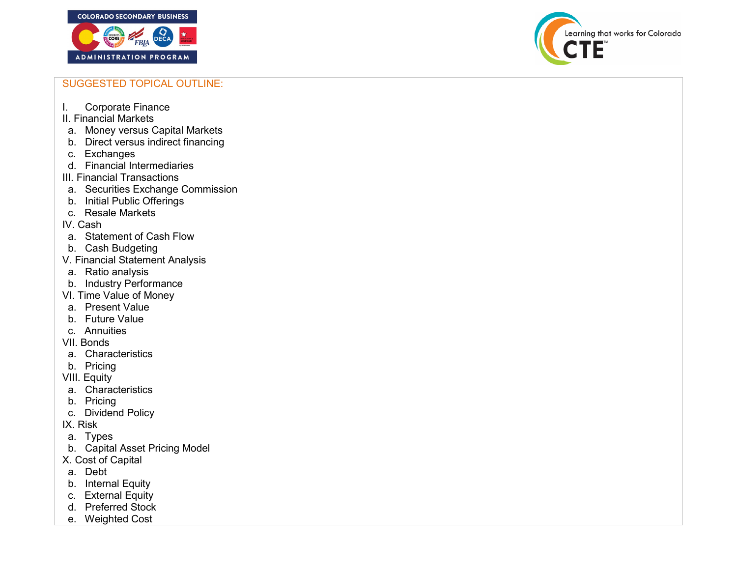SUGGESTED TOPICAL OUTLINE:

I. Corporate Finance

II. Financial Markets
  a. Money versus Capital Markets
  b. Direct versus indirect financing
  c. Exchanges
  d. Financial Intermediaries

III. Financial Transactions
  a. Securities Exchange Commission
  b. Initial Public Offerings
  c. Resale Markets

IV. Cash
  a. Statement of Cash Flow
  b. Cash Budgeting

V. Financial Statement Analysis
  a. Ratio analysis
  b. Industry Performance

VI. Time Value of Money
  a. Present Value
  b. Future Value
  c. Annuities

VII. Bonds
  a. Characteristics
  b. Pricing

VIII. Equity
  a. Characteristics
  b. Pricing
  c. Dividend Policy

IX. Risk
  a. Types
  b. Capital Asset Pricing Model

X. Cost of Capital
  a. Debt
  b. Internal Equity
  c. External Equity
  d. Preferred Stock
  e. Weighted Cost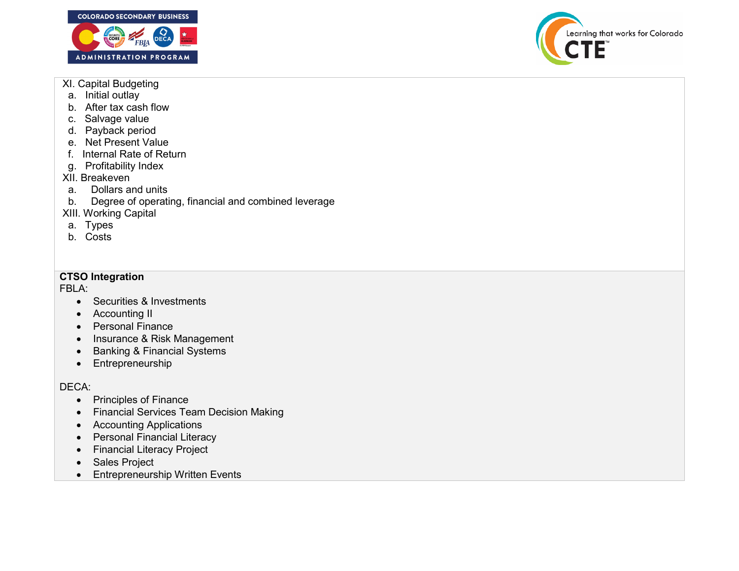XI. Capital Budgeting

a. Initial outlay
b. After tax cash flow
c. Salvage value
d. Payback period
e. Net Present Value
f. Internal Rate of Return
g. Profitability Index

XII. Breakeven

a. Dollars and units
b. Degree of operating, financial and combined leverage

XIII. Working Capital

a. Types
b. Costs

**CTSO Integration**

FBLA:

- Securities & Investments
- Accounting II
- Personal Finance
- Insurance & Risk Management
- Banking & Financial Systems
- Entrepreneurship

DECA:

- Principles of Finance
- Financial Services Team Decision Making
- Accounting Applications
- Personal Financial Literacy
- Financial Literacy Project
- Sales Project
- Entrepreneurship Written Events